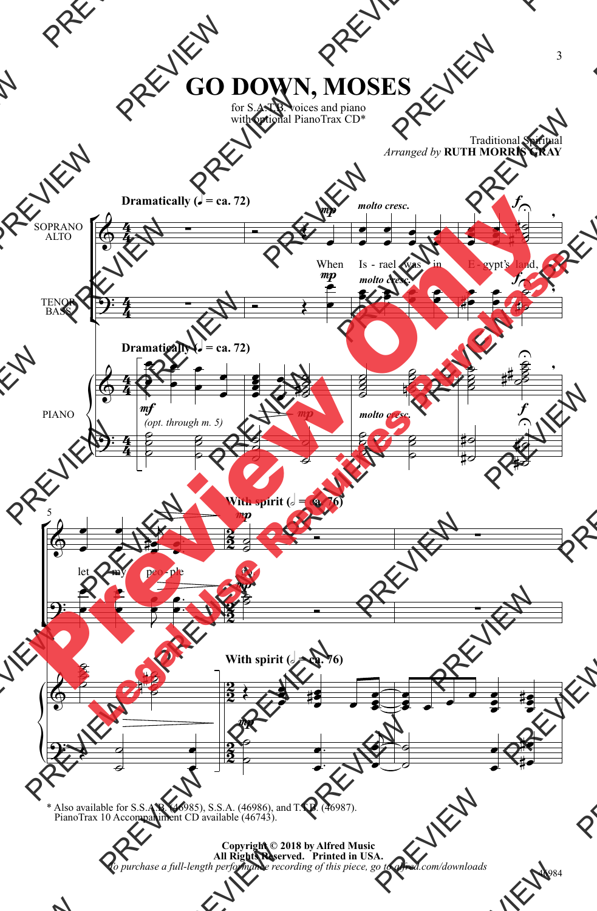# GO DOWN, MOSES

for S.A.T.B. voices and piano
with optional PianoTrax CD*

Traditional Spiritual
*Arranged by* **RUTH MORRIS GRAY**

**Dramatically** (♩ = ca. 72)

SOPRANO ALTO / TENOR BASS / PIANO

*mp* *molto cresc.* *f*

When Is - rael was in E - gypt's land,

*mf* *(opt. through m. 5)*

let my peo - ple go;

**With spirit** (𝅗𝅥 = ca. 76)

*mp*

\* Also available for S.S.A.B. (46985), S.S.A. (46986), and T.T.B. (46987).
PianoTrax 10 Accompaniment CD available (46743).

**Copyright © 2018 by Alfred Music**
**All Rights Reserved. Printed in USA.**
*To purchase a full-length performance recording of this piece, go to alfred.com/downloads*

46984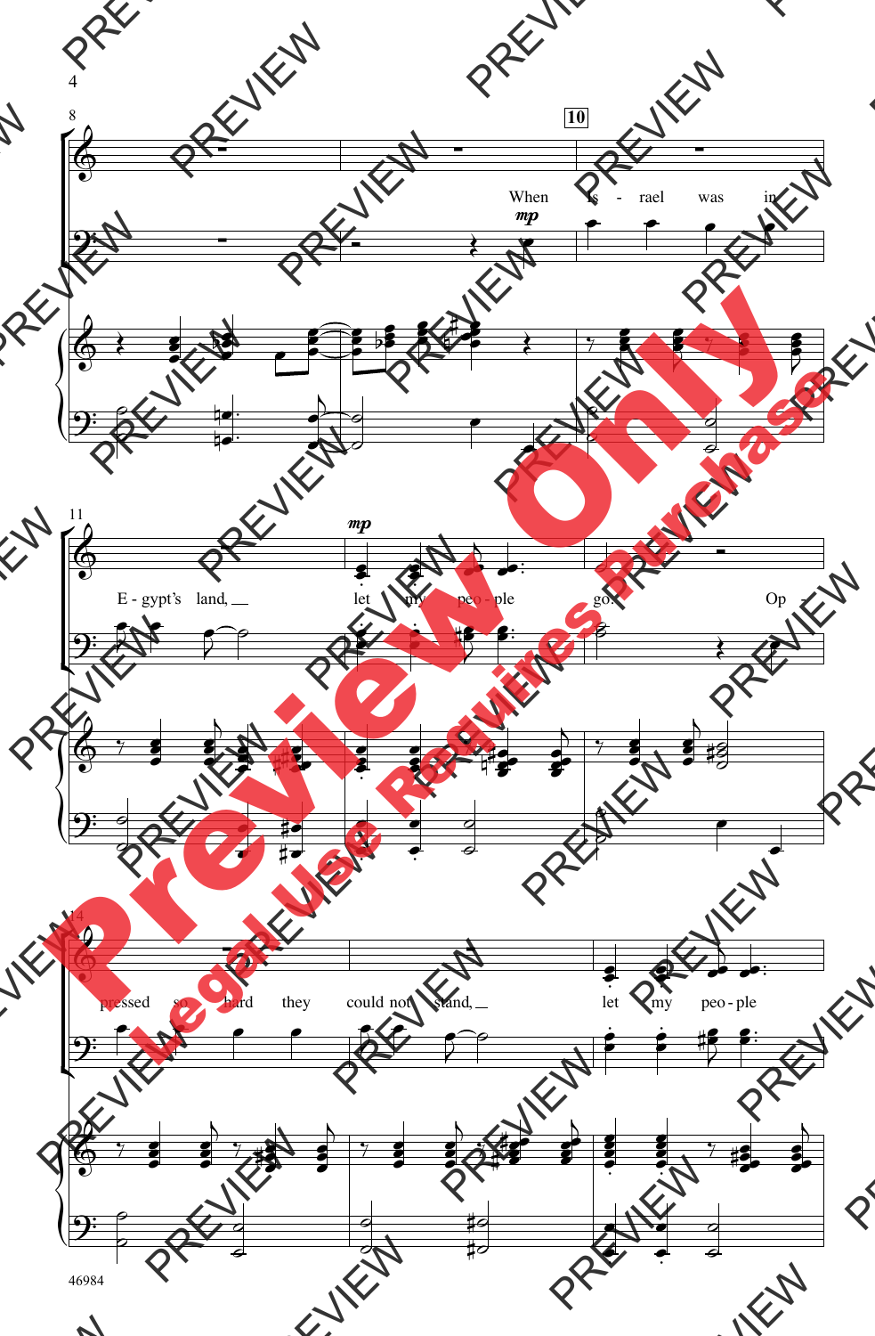When Is - rael was in E - gypt's land, let my peo - ple go. Op - pressed so hard they could not stand, let my peo - ple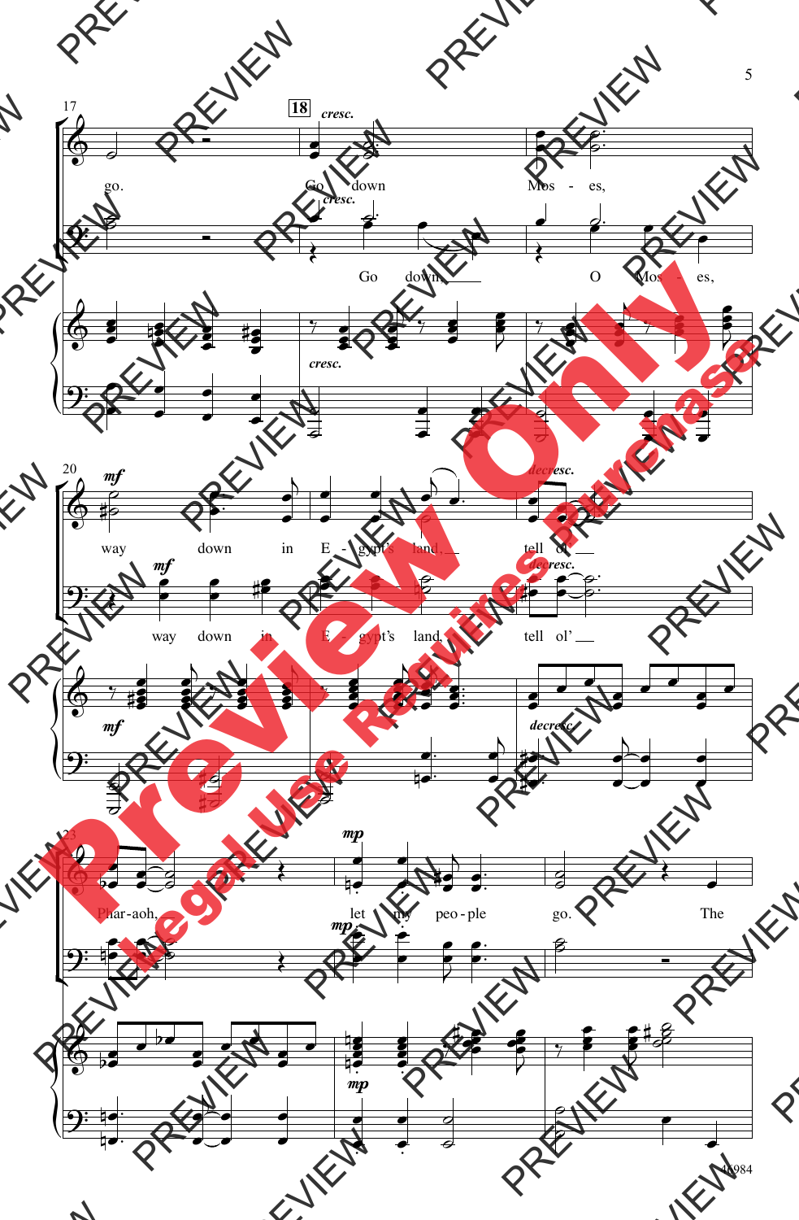17 | 18 | cresc.

go. Go down Mos - es,

Go down O Mos - es,

20 mf | decresc.

way down in E - gypt's land, tell ol'

way down in E - gypt's land, tell ol'

23 mp

Phar - aoh, let my peo - ple go. The

let my peo - ple go.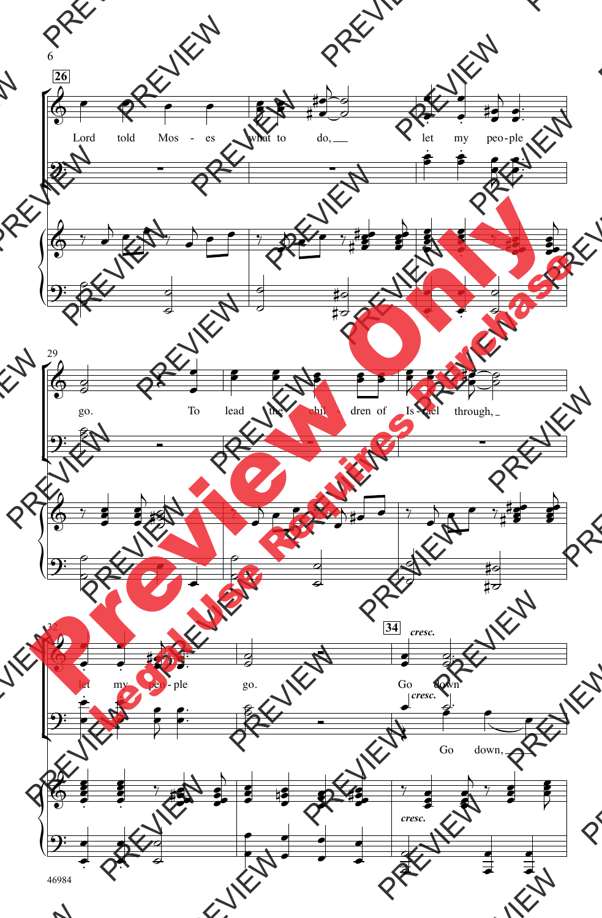26

Lord told Mos - es what to do, let my peo-ple

29

go. To lead the chil - dren of Is - rael through,

32

let my peo - ple go.

34

*cresc.*

Go down

*cresc.*

Go down,

*cresc.*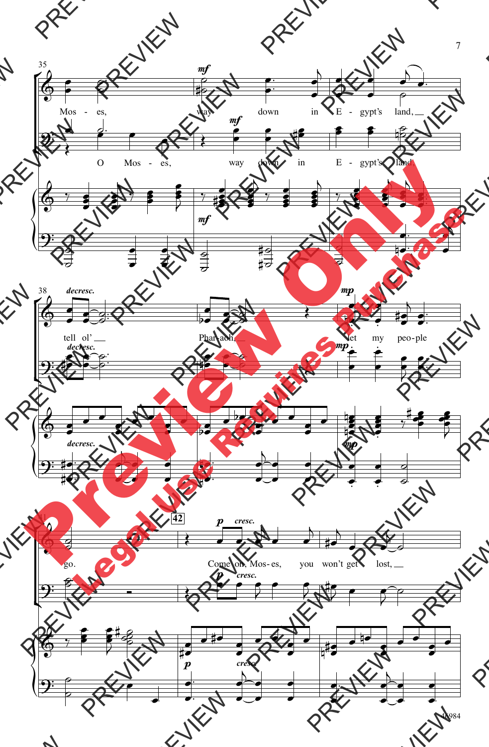Mos - es, way down in E - gypt's land,

O Mos - es, way down in E - gypt's land,

tell ol' Phar-aoh, let my peo-ple go.

Come on, Mos- es, you won't get lost,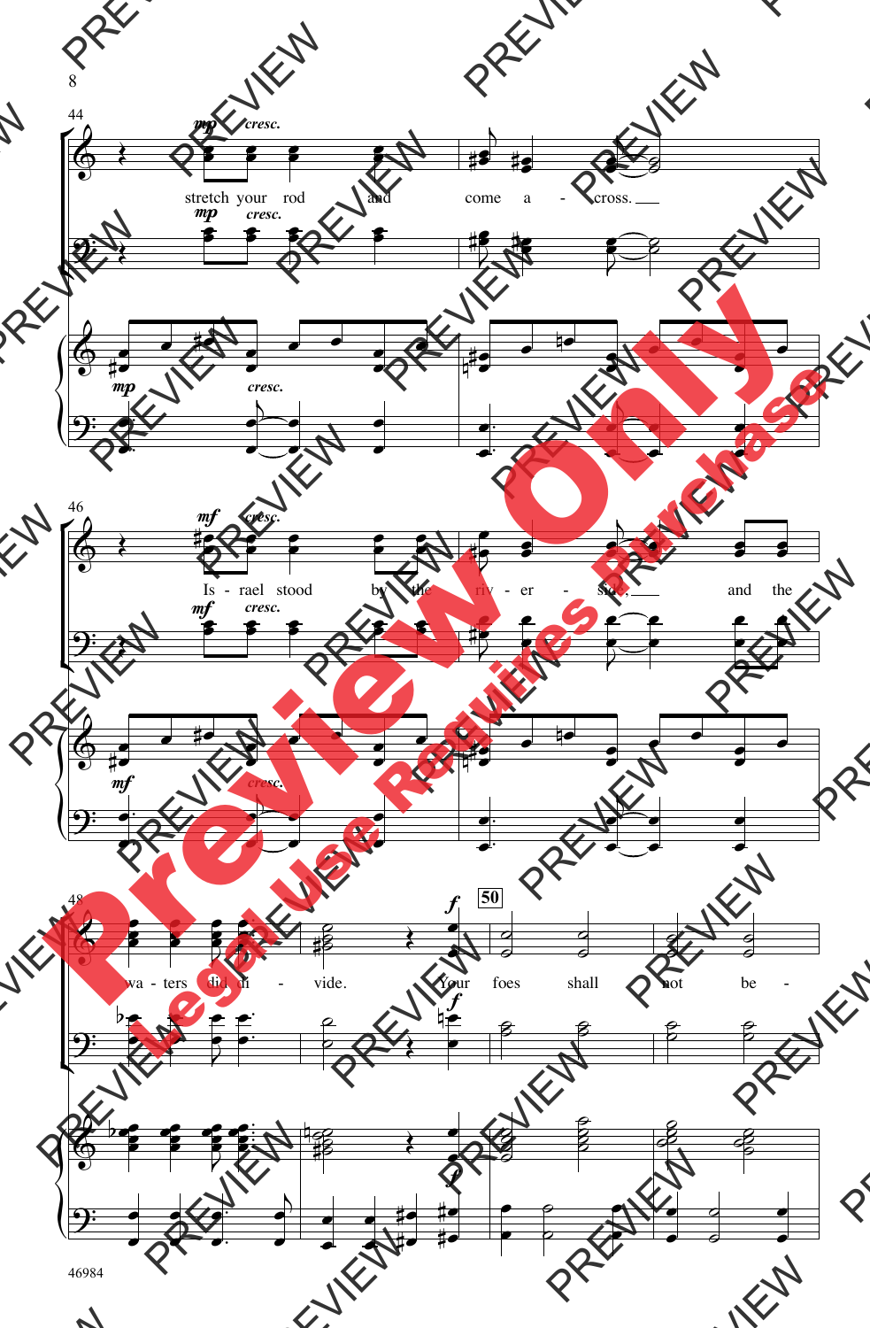44

stretch your rod and come a - cross.

46

Is - rael stood by the riv - er - side, and the

48

wa - ters did di - vide. Your foes shall not be -

50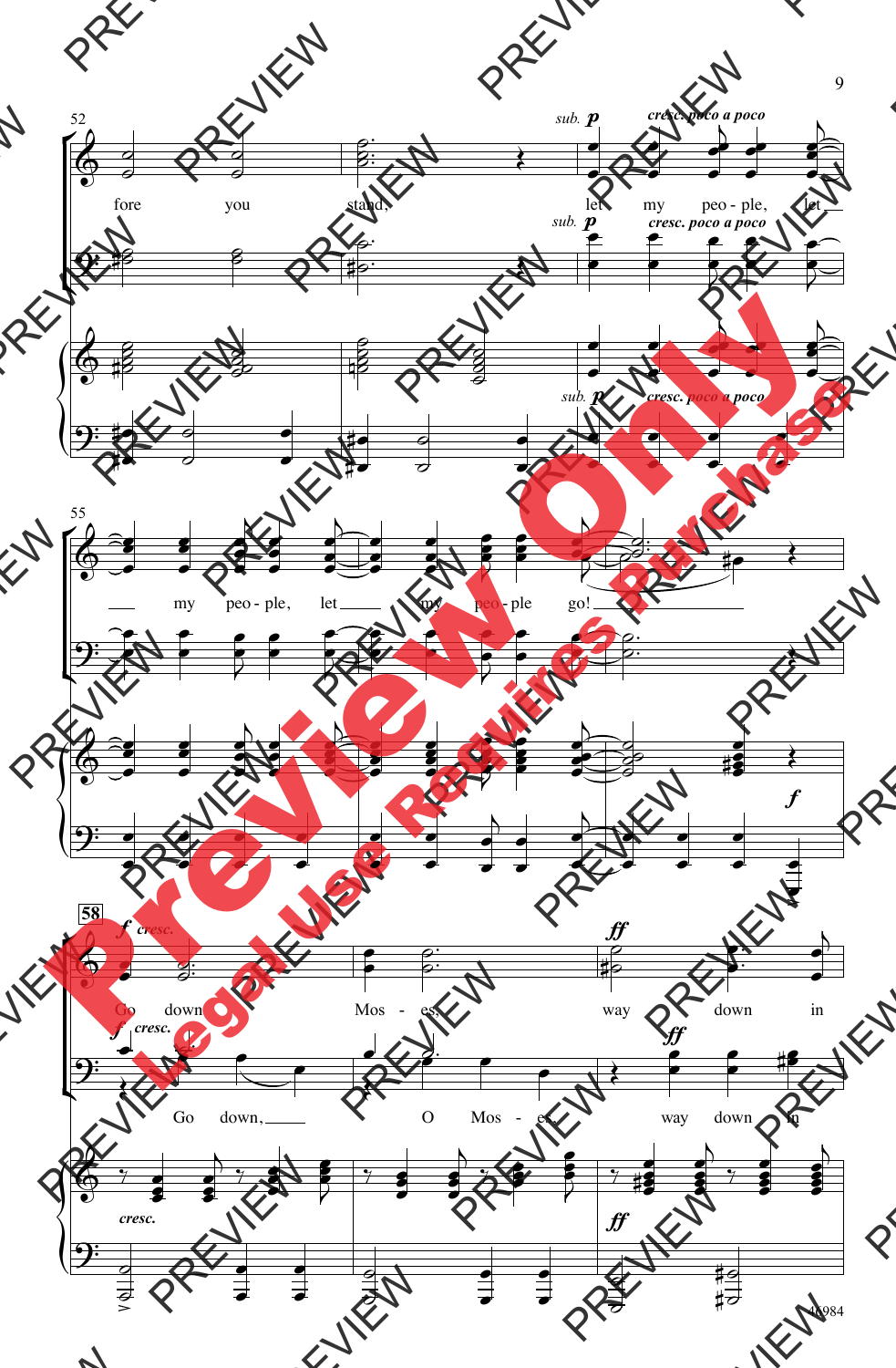52

*sub.* **p** *cresc. poco a poco*

fore you stand, let my peo - ple, let

*sub.* **p** *cresc. poco a poco*

*sub.* **p** *cresc. poco a poco*

55

my peo - ple, let my peo - ple go!

**f**

58

**f** *cresc.*

Go down Mos - es, way down in

**f** *cresc.*

Go down, O Mos - es, way down in

*cresc.*

**ff**

**ff**

**ff**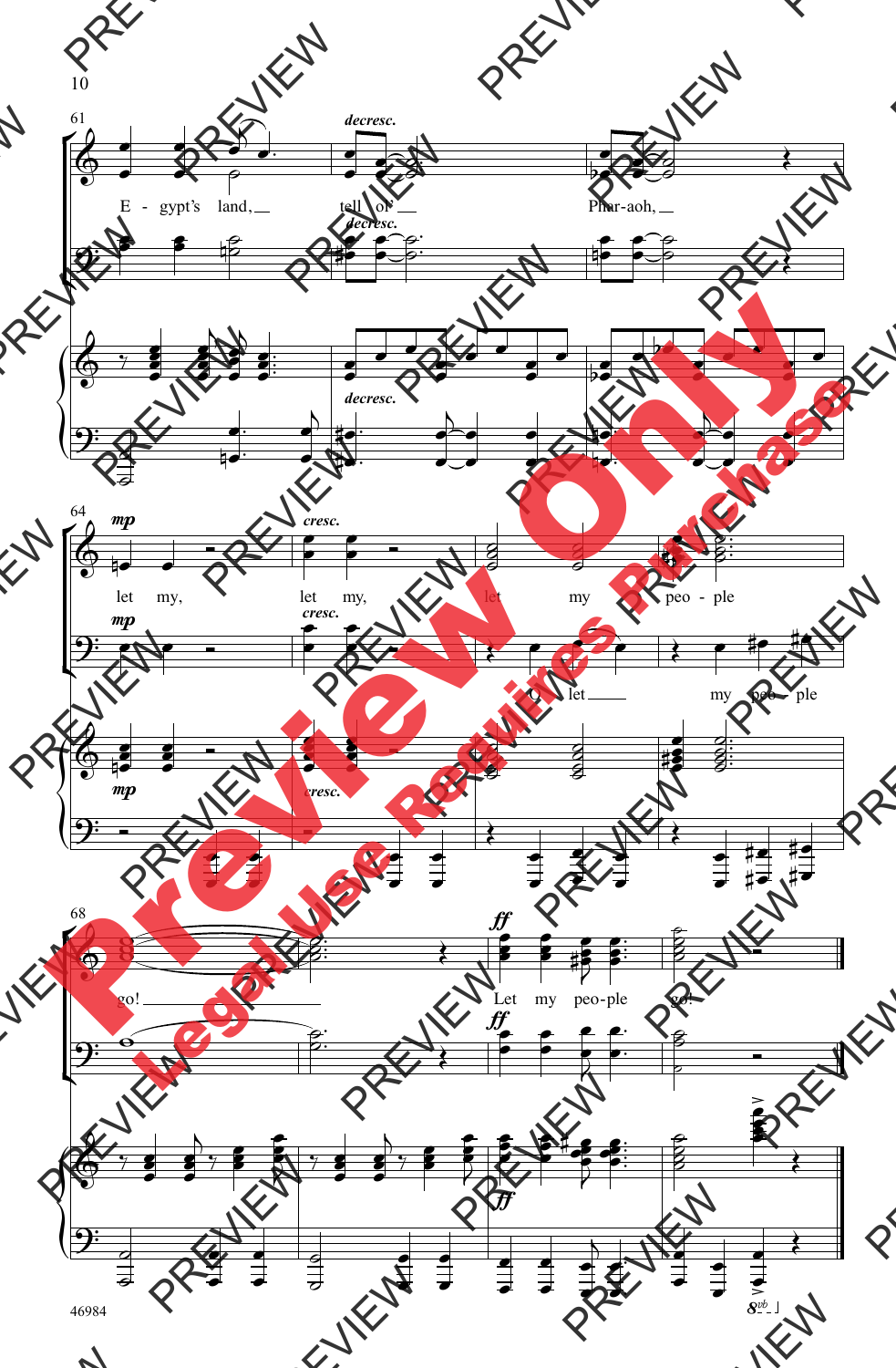61

*decresc.*

E - gypt's land, tell ol' Phar-aoh,

*decresc.*

*decresc.*

64

*mp* *cresc.*

let my, let my, let my peo - ple

*mp* *cresc.*

O let my peo - ple

*mp* *cresc.*

68

*ff*

go! Let my peo-ple go!

*ff*

*ff*

46984